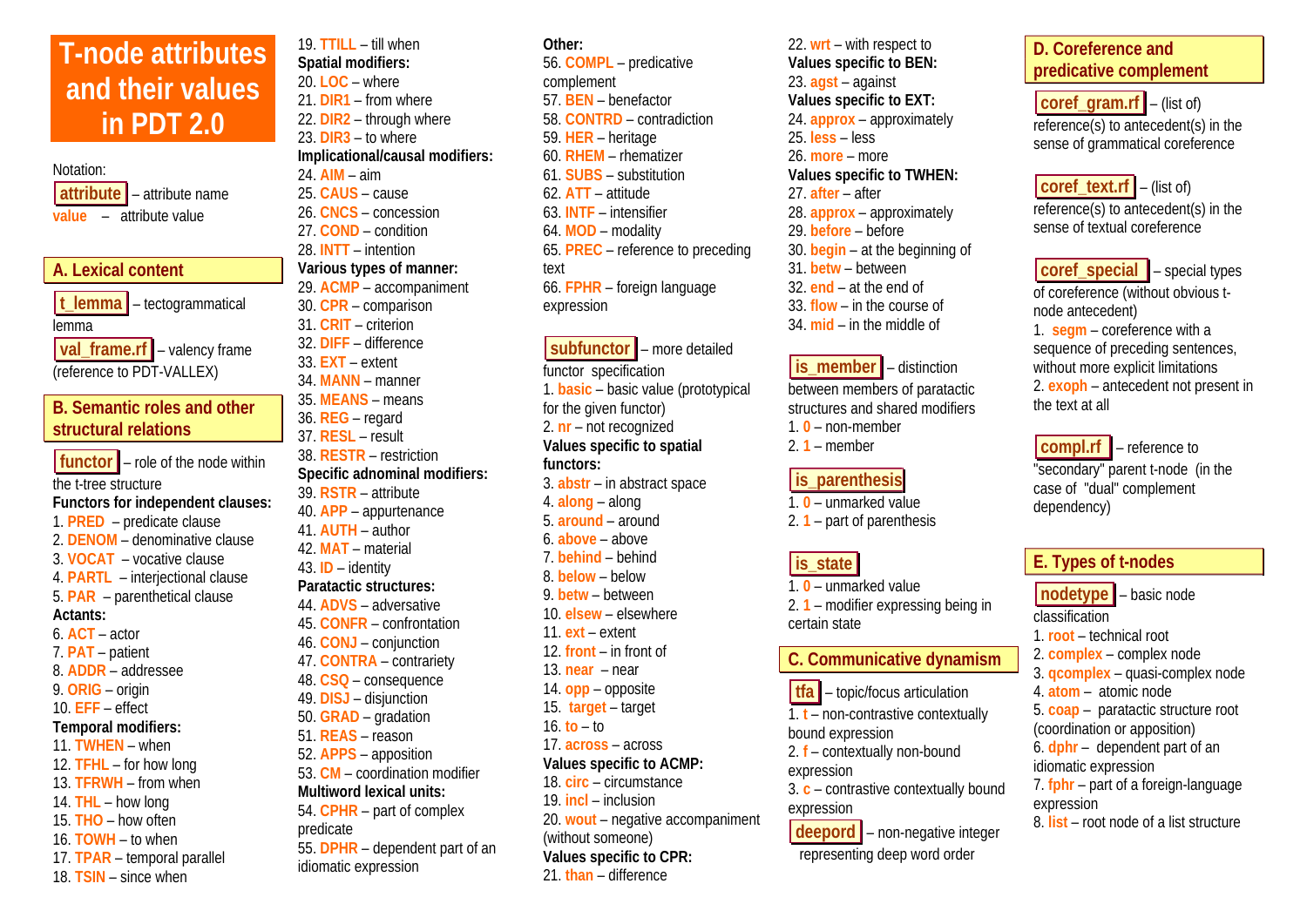# T-node attributes and their values in PDT 2.0

Notation:

**attribute** – attribute name

**value** – attribute value

## A. Lexical content

**t_lemma** – tectogrammatical lemma

**val_frame.rf** – valency frame (reference to PDT-VALLEX)

## B. Semantic roles and other structural relations

**functor** – role of the node within the t-tree structure

**Functors for independent clauses:**

1. **PRED** – predicate clause
2. **DENOM** – denominative clause
3. **VOCAT** – vocative clause
4. **PARTL** – interjectional clause
5. **PAR** – parenthetical clause

**Actants:**

6. **ACT** – actor
7. **PAT** – patient
8. **ADDR** – addressee
9. **ORIG** – origin
10. **EFF** – effect

**Temporal modifiers:**

11. **TWHEN** – when
12. **TFHL** – for how long
13. **TFRWH** – from when
14. **THL** – how long
15. **THO** – how often
16. **TOWH** – to when
17. **TPAR** – temporal parallel
18. **TSIN** – since when
19. **TTILL** – till when

**Spatial modifiers:**

20. **LOC** – where
21. **DIR1** – from where
22. **DIR2** – through where
23. **DIR3** – to where

**Implicational/causal modifiers:**

24. **AIM** – aim
25. **CAUS** – cause
26. **CNCS** – concession
27. **COND** – condition
28. **INTT** – intention

**Various types of manner:**

29. **ACMP** – accompaniment
30. **CPR** – comparison
31. **CRIT** – criterion
32. **DIFF** – difference
33. **EXT** – extent
34. **MANN** – manner
35. **MEANS** – means
36. **REG** – regard
37. **RESL** – result
38. **RESTR** – restriction

**Specific adnominal modifiers:**

39. **RSTR** – attribute
40. **APP** – appurtenance
41. **AUTH** – author
42. **MAT** – material
43. **ID** – identity

**Paratactic structures:**

44. **ADVS** – adversative
45. **CONFR** – confrontation
46. **CONJ** – conjunction
47. **CONTRA** – contrariety
48. **CSQ** – consequence
49. **DISJ** – disjunction
50. **GRAD** – gradation
51. **REAS** – reason
52. **APPS** – apposition
53. **CM** – coordination modifier

**Multiword lexical units:**

54. **CPHR** – part of complex predicate
55. **DPHR** – dependent part of an idiomatic expression

**Other:**

56. **COMPL** – predicative complement
57. **BEN** – benefactor
58. **CONTRD** – contradiction
59. **HER** – heritage
60. **RHEM** – rhematizer
61. **SUBS** – substitution
62. **ATT** – attitude
63. **INTF** – intensifier
64. **MOD** – modality
65. **PREC** – reference to preceding text
66. **FPHR** – foreign language expression

**subfunctor** – more detailed functor specification

1. **basic** – basic value (prototypical for the given functor)
2. **nr** – not recognized

**Values specific to spatial functors:**

3. **abstr** – in abstract space
4. **along** – along
5. **around** – around
6. **above** – above
7. **behind** – behind
8. **below** – below
9. **betw** – between
10. **elsew** – elsewhere
11. **ext** – extent
12. **front** – in front of
13. **near** – near
14. **opp** – opposite
15. **target** – target
16. **to** – to
17. **across** – across

**Values specific to ACMP:**

18. **circ** – circumstance
19. **incl** – inclusion
20. **wout** – negative accompaniment (without someone)

**Values specific to CPR:**

21. **than** – difference
22. **wrt** – with respect to

**Values specific to BEN:**

23. **agst** – against

**Values specific to EXT:**

24. **approx** – approximately
25. **less** – less
26. **more** – more

**Values specific to TWHEN:**

27. **after** – after
28. **approx** – approximately
29. **before** – before
30. **begin** – at the beginning of
31. **betw** – between
32. **end** – at the end of
33. **flow** – in the course of
34. **mid** – in the middle of

**is_member** – distinction between members of paratactic structures and shared modifiers

1. **0** – non-member
2. **1** – member

**is_parenthesis**

1. **0** – unmarked value
2. **1** – part of parenthesis

**is_state**

1. **0** – unmarked value
2. **1** – modifier expressing being in certain state

## C. Communicative dynamism

**tfa** – topic/focus articulation

1. **t** – non-contrastive contextually bound expression
2. **f** – contextually non-bound expression
3. **c** – contrastive contextually bound expression

**deepord** – non-negative integer representing deep word order

## D. Coreference and predicative complement

**coref_gram.rf** – (list of) reference(s) to antecedent(s) in the sense of grammatical coreference

**coref_text.rf** – (list of) reference(s) to antecedent(s) in the sense of textual coreference

**coref_special** – special types of coreference (without obvious t-node antecedent)

1. **segm** – coreference with a sequence of preceding sentences, without more explicit limitations
2. **exoph** – antecedent not present in the text at all

**compl.rf** – reference to "secondary" parent t-node (in the case of "dual" complement dependency)

## E. Types of t-nodes

**nodetype** – basic node classification

1. **root** – technical root
2. **complex** – complex node
3. **qcomplex** – quasi-complex node
4. **atom** – atomic node
5. **coap** – paratactic structure root (coordination or apposition)
6. **dphr** – dependent part of an idiomatic expression
7. **fphr** – part of a foreign-language expression
8. **list** – root node of a list structure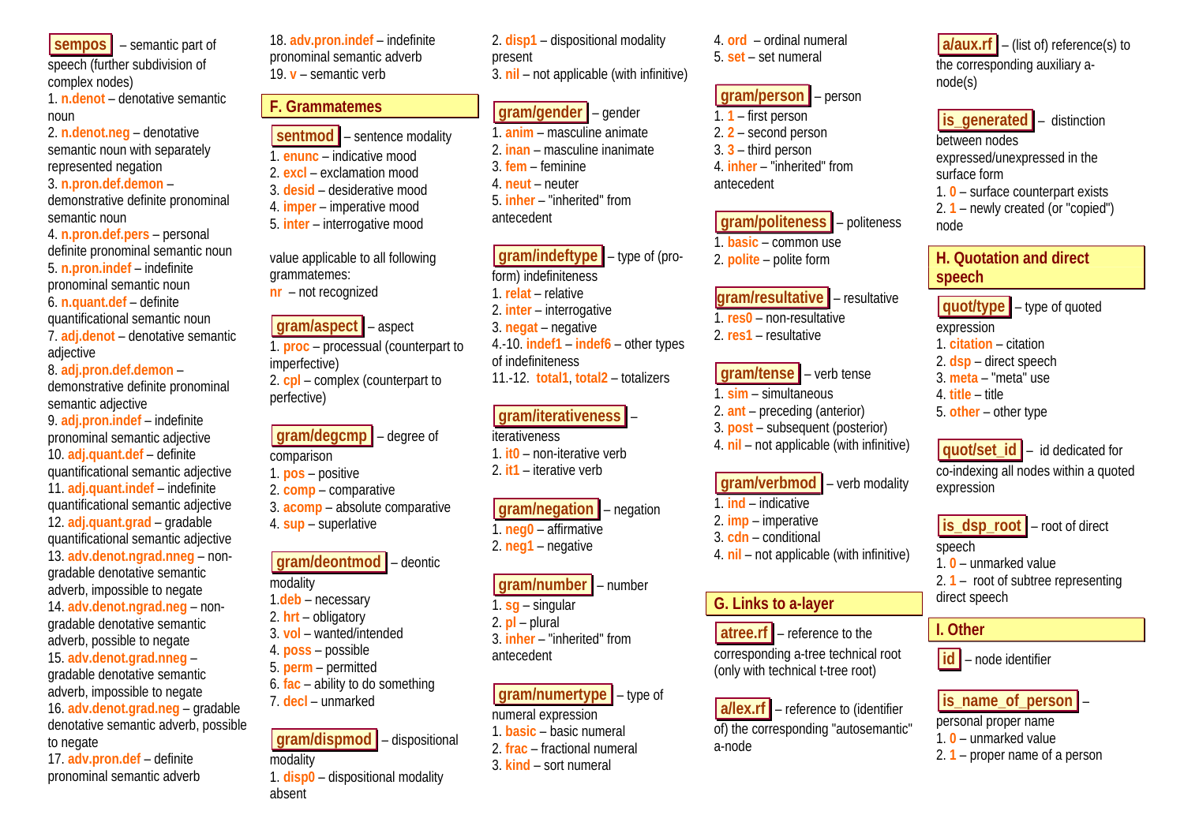**sempos** – semantic part of speech (further subdivision of complex nodes)

1. **n.denot** – denotative semantic noun
2. **n.denot.neg** – denotative semantic noun with separately represented negation
3. **n.pron.def.demon** – demonstrative definite pronominal semantic noun
4. **n.pron.def.pers** – personal definite pronominal semantic noun
5. **n.pron.indef** – indefinite pronominal semantic noun
6. **n.quant.def** – definite quantificational semantic noun
7. **adj.denot** – denotative semantic adjective
8. **adj.pron.def.demon** – demonstrative definite pronominal semantic adjective
9. **adj.pron.indef** – indefinite pronominal semantic adjective
10. **adj.quant.def** – definite quantificational semantic adjective
11. **adj.quant.indef** – indefinite quantificational semantic adjective
12. **adj.quant.grad** – gradable quantificational semantic adjective
13. **adv.denot.ngrad.nneg** – non-gradable denotative semantic adverb, impossible to negate
14. **adv.denot.ngrad.neg** – non-gradable denotative semantic adverb, possible to negate
15. **adv.denot.grad.nneg** – gradable denotative semantic adverb, impossible to negate
16. **adv.denot.grad.neg** – gradable denotative semantic adverb, possible to negate
17. **adv.pron.def** – definite pronominal semantic adverb
18. **adv.pron.indef** – indefinite pronominal semantic adverb
19. **v** – semantic verb

## F. Grammatemes

**sentmod** – sentence modality

1. **enunc** – indicative mood
2. **excl** – exclamation mood
3. **desid** – desiderative mood
4. **imper** – imperative mood
5. **inter** – interrogative mood

value applicable to all following grammatemes:
**nr** – not recognized

**gram/aspect** – aspect

1. **proc** – processual (counterpart to imperfective)
2. **cpl** – complex (counterpart to perfective)

**gram/degcmp** – degree of comparison

1. **pos** – positive
2. **comp** – comparative
3. **acomp** – absolute comparative
4. **sup** – superlative

**gram/deontmod** – deontic modality

1. **deb** – necessary
2. **hrt** – obligatory
3. **vol** – wanted/intended
4. **poss** – possible
5. **perm** – permitted
6. **fac** – ability to do something
7. **decl** – unmarked

**gram/dispmod** – dispositional modality

1. **disp0** – dispositional modality absent
2. **disp1** – dispositional modality present
3. **nil** – not applicable (with infinitive)

**gram/gender** – gender

1. **anim** – masculine animate
2. **inan** – masculine inanimate
3. **fem** – feminine
4. **neut** – neuter
5. **inher** – "inherited" from antecedent

**gram/indeftype** – type of (pro-form) indefiniteness

1. **relat** – relative
2. **inter** – interrogative
3. **negat** – negative

4.-10. **indef1** – **indef6** – other types of indefiniteness
11.-12. **total1**, **total2** – totalizers

**gram/iterativeness** – iterativeness

1. **it0** – non-iterative verb
2. **it1** – iterative verb

**gram/negation** – negation

1. **neg0** – affirmative
2. **neg1** – negative

**gram/number** – number

1. **sg** – singular
2. **pl** – plural
3. **inher** – "inherited" from antecedent

**gram/numertype** – type of numeral expression

1. **basic** – basic numeral
2. **frac** – fractional numeral
3. **kind** – sort numeral
4. **ord** – ordinal numeral
5. **set** – set numeral

**gram/person** – person

1. **1** – first person
2. **2** – second person
3. **3** – third person
4. **inher** – "inherited" from antecedent

**gram/politeness** – politeness

1. **basic** – common use
2. **polite** – polite form

**gram/resultative** – resultative

1. **res0** – non-resultative
2. **res1** – resultative

**gram/tense** – verb tense

1. **sim** – simultaneous
2. **ant** – preceding (anterior)
3. **post** – subsequent (posterior)
4. **nil** – not applicable (with infinitive)

**gram/verbmod** – verb modality

1. **ind** – indicative
2. **imp** – imperative
3. **cdn** – conditional
4. **nil** – not applicable (with infinitive)

## G. Links to a-layer

**atree.rf** – reference to the corresponding a-tree technical root (only with technical t-tree root)

**a/lex.rf** – reference to (identifier of) the corresponding "autosemantic" a-node

**a/aux.rf** – (list of) reference(s) to the corresponding auxiliary a-node(s)

**is_generated** – distinction between nodes expressed/unexpressed in the surface form

1. **0** – surface counterpart exists
2. **1** – newly created (or "copied") node

## H. Quotation and direct speech

**quot/type** – type of quoted expression

1. **citation** – citation
2. **dsp** – direct speech
3. **meta** – "meta" use
4. **title** – title
5. **other** – other type

**quot/set_id** – id dedicated for co-indexing all nodes within a quoted expression

**is_dsp_root** – root of direct speech

1. **0** – unmarked value
2. **1** – root of subtree representing direct speech

## I. Other

**id** – node identifier

**is_name_of_person** – personal proper name

1. **0** – unmarked value
2. **1** – proper name of a person